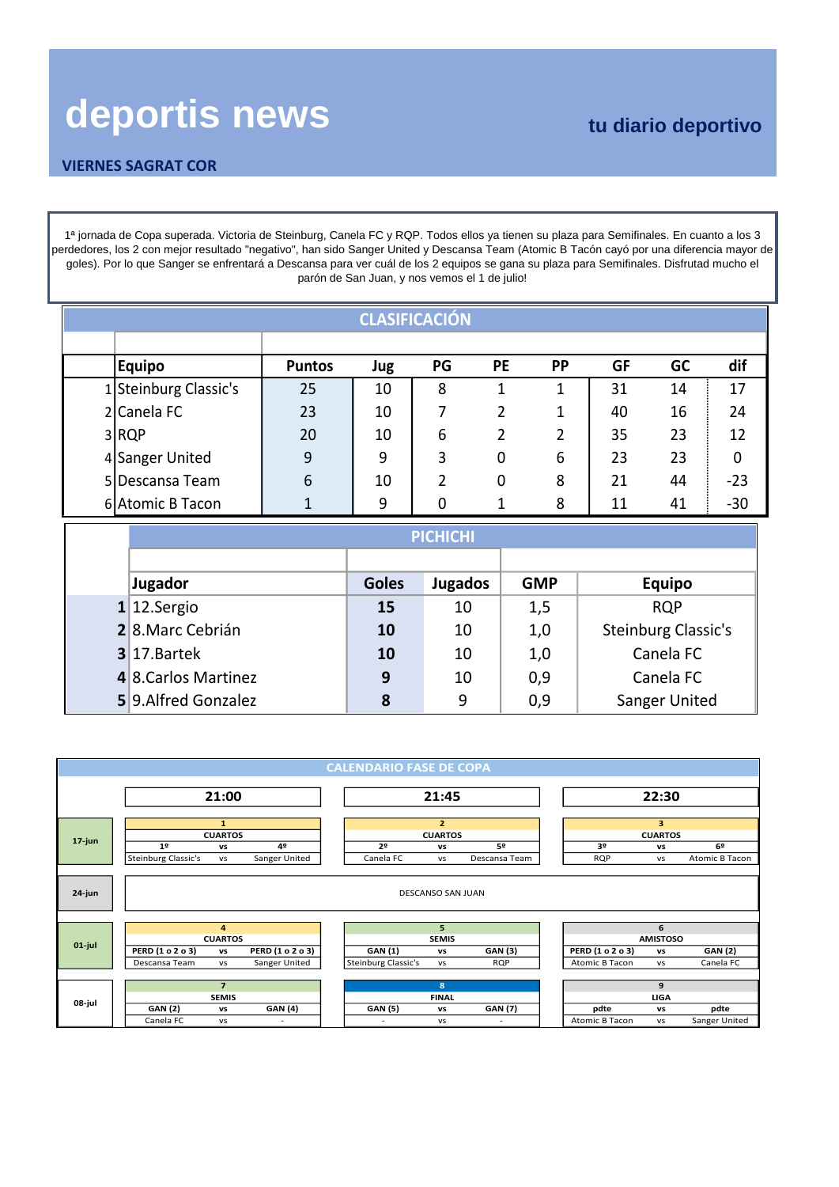# deportis news

**tu diario deportivo**

**VIERNES SAGRAT COR**

1ª jornada de Copa superada. Victoria de Steinburg, Canela FC y RQP. Todos ellos ya tienen su plaza para Semifinales. En cuanto a los 3 perdedores, los 2 con mejor resultado "negativo", han sido Sanger United y Descansa Team (Atomic B Tacón cayó por una diferencia mayor de goles). Por lo que Sanger se enfrentará a Descansa para ver cuál de los 2 equipos se gana su plaza para Semifinales. Disfrutad mucho el parón de San Juan, y nos vemos el 1 de julio!

## CLASIFICACIÓN

| | Equipo | Puntos | Jug | PG | PE | PP | GF | GC | dif |
|---|---|---|---|---|---|---|---|---|---|
| 1 | Steinburg Classic's | 25 | 10 | 8 | 1 | 1 | 31 | 14 | 17 |
| 2 | Canela FC | 23 | 10 | 7 | 2 | 1 | 40 | 16 | 24 |
| 3 | RQP | 20 | 10 | 6 | 2 | 2 | 35 | 23 | 12 |
| 4 | Sanger United | 9 | 9 | 3 | 0 | 6 | 23 | 23 | 0 |
| 5 | Descansa Team | 6 | 10 | 2 | 0 | 8 | 21 | 44 | -23 |
| 6 | Atomic B Tacon | 1 | 9 | 0 | 1 | 8 | 11 | 41 | -30 |

## PICHICHI

| | Jugador | Goles | Jugados | GMP | Equipo |
|---|---|---|---|---|---|
| **1** | 12.Sergio | **15** | 10 | 1,5 | RQP |
| **2** | 8.Marc Cebrián | **10** | 10 | 1,0 | Steinburg Classic's |
| **3** | 17.Bartek | **10** | 10 | 1,0 | Canela FC |
| **4** | 8.Carlos Martinez | **9** | 10 | 0,9 | Canela FC |
| **5** | 9.Alfred Gonzalez | **8** | 9 | 0,9 | Sanger United |

## CALENDARIO FASE DE COPA

| Fecha | 21:00 | 21:45 | 22:30 |
|---|---|---|---|
| 17-jun | **1** CUARTOS<br>1º vs 4º<br>Steinburg Classic's vs Sanger United | **2** CUARTOS<br>2º vs 5º<br>Canela FC vs Descansa Team | **3** CUARTOS<br>3º vs 6º<br>RQP vs Atomic B Tacon |
| 24-jun | DESCANSO SAN JUAN | | |
| 01-jul | **4** CUARTOS<br>PERD (1 o 2 o 3) vs PERD (1 o 2 o 3)<br>Descansa Team vs Sanger United | **5** SEMIS<br>GAN (1) vs GAN (3)<br>Steinburg Classic's vs RQP | **6** AMISTOSO<br>PERD (1 o 2 o 3) vs GAN (2)<br>Atomic B Tacon vs Canela FC |
| 08-jul | **7** SEMIS<br>GAN (2) vs GAN (4)<br>Canela FC vs - | **8** FINAL<br>GAN (5) vs GAN (7)<br>- vs - | **9** LIGA<br>pdte vs pdte<br>Atomic B Tacon vs Sanger United |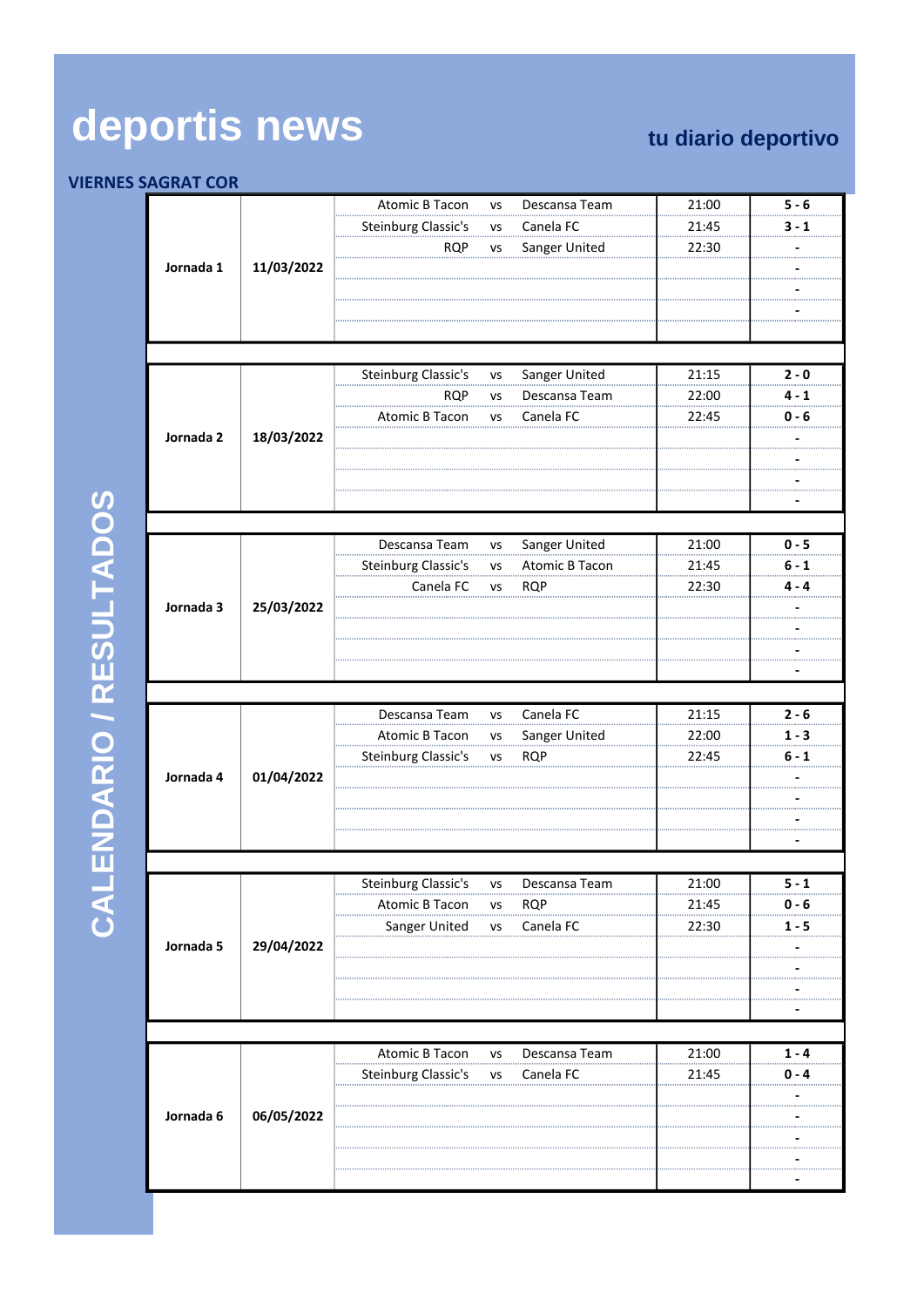# deportis news

**tu diario deportivo**

**VIERNES SAGRAT COR**

## CALENDARIO / RESULTADOS

| Jornada | Fecha | Local | | Visitante | Hora | Resultado |
|---|---|---|---|---|---|---|
| **Jornada 1** | **11/03/2022** | Atomic B Tacon | vs | Descansa Team | 21:00 | **5 - 6** |
| | | Steinburg Classic's | vs | Canela FC | 21:45 | **3 - 1** |
| | | RQP | vs | Sanger United | 22:30 | **-** |
| | | | | | | **-** |
| | | | | | | **-** |
| | | | | | | **-** |
| **Jornada 2** | **18/03/2022** | Steinburg Classic's | vs | Sanger United | 21:15 | **2 - 0** |
| | | RQP | vs | Descansa Team | 22:00 | **4 - 1** |
| | | Atomic B Tacon | vs | Canela FC | 22:45 | **0 - 6** |
| | | | | | | **-** |
| | | | | | | **-** |
| | | | | | | **-** |
| | | | | | | **-** |
| **Jornada 3** | **25/03/2022** | Descansa Team | vs | Sanger United | 21:00 | **0 - 5** |
| | | Steinburg Classic's | vs | Atomic B Tacon | 21:45 | **6 - 1** |
| | | Canela FC | vs | RQP | 22:30 | **4 - 4** |
| | | | | | | **-** |
| | | | | | | **-** |
| | | | | | | **-** |
| | | | | | | **-** |
| **Jornada 4** | **01/04/2022** | Descansa Team | vs | Canela FC | 21:15 | **2 - 6** |
| | | Atomic B Tacon | vs | Sanger United | 22:00 | **1 - 3** |
| | | Steinburg Classic's | vs | RQP | 22:45 | **6 - 1** |
| | | | | | | **-** |
| | | | | | | **-** |
| | | | | | | **-** |
| | | | | | | **-** |
| **Jornada 5** | **29/04/2022** | Steinburg Classic's | vs | Descansa Team | 21:00 | **5 - 1** |
| | | Atomic B Tacon | vs | RQP | 21:45 | **0 - 6** |
| | | Sanger United | vs | Canela FC | 22:30 | **1 - 5** |
| | | | | | | **-** |
| | | | | | | **-** |
| | | | | | | **-** |
| | | | | | | **-** |
| **Jornada 6** | **06/05/2022** | Atomic B Tacon | vs | Descansa Team | 21:00 | **1 - 4** |
| | | Steinburg Classic's | vs | Canela FC | 21:45 | **0 - 4** |
| | | | | | | **-** |
| | | | | | | **-** |
| | | | | | | **-** |
| | | | | | | **-** |
| | | | | | | **-** |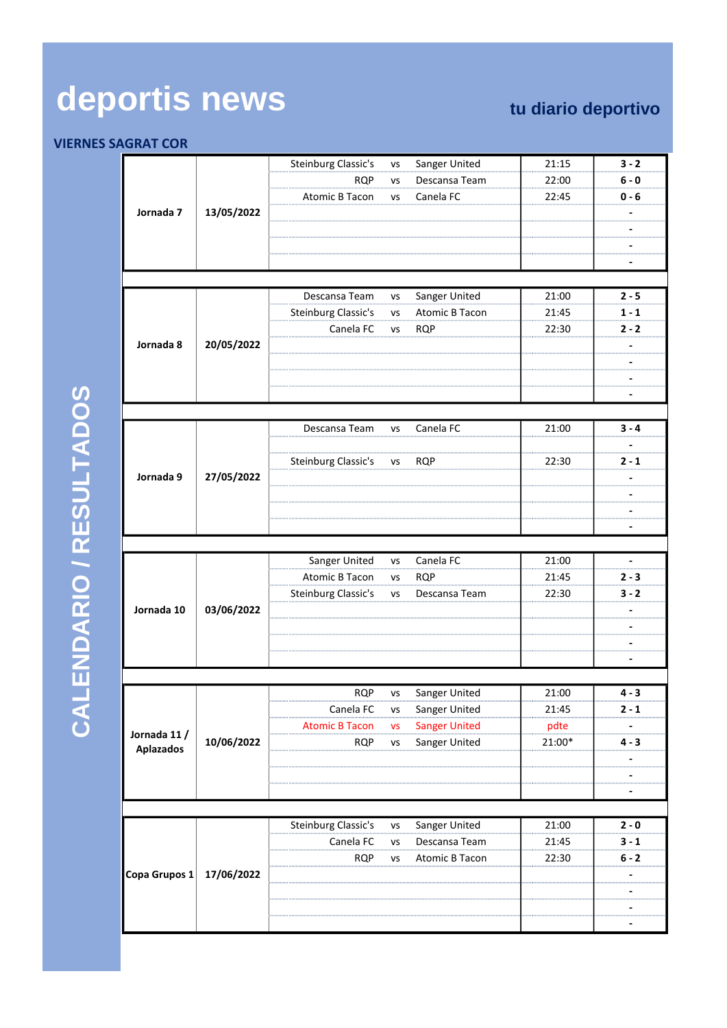# deportis news

**tu diario deportivo**

**VIERNES SAGRAT COR**

**CALENDARIO / RESULTADOS**

| Jornada | Fecha | Local | | Visitante | Hora | Resultado |
|---|---|---|---|---|---|---|
| **Jornada 7** | **13/05/2022** | Steinburg Classic's | vs | Sanger United | 21:15 | **3 - 2** |
| | | RQP | vs | Descansa Team | 22:00 | **6 - 0** |
| | | Atomic B Tacon | vs | Canela FC | 22:45 | **0 - 6** |
| | | | | | | **-** |
| | | | | | | **-** |
| | | | | | | **-** |
| | | | | | | **-** |
| **Jornada 8** | **20/05/2022** | Descansa Team | vs | Sanger United | 21:00 | **2 - 5** |
| | | Steinburg Classic's | vs | Atomic B Tacon | 21:45 | **1 - 1** |
| | | Canela FC | vs | RQP | 22:30 | **2 - 2** |
| | | | | | | **-** |
| | | | | | | **-** |
| | | | | | | **-** |
| | | | | | | **-** |
| **Jornada 9** | **27/05/2022** | Descansa Team | vs | Canela FC | 21:00 | **3 - 4** |
| | | | | | | **-** |
| | | Steinburg Classic's | vs | RQP | 22:30 | **2 - 1** |
| | | | | | | **-** |
| | | | | | | **-** |
| | | | | | | **-** |
| | | | | | | **-** |
| **Jornada 10** | **03/06/2022** | Sanger United | vs | Canela FC | 21:00 | **-** |
| | | Atomic B Tacon | vs | RQP | 21:45 | **2 - 3** |
| | | Steinburg Classic's | vs | Descansa Team | 22:30 | **3 - 2** |
| | | | | | | **-** |
| | | | | | | **-** |
| | | | | | | **-** |
| | | | | | | **-** |
| **Jornada 11 / Aplazados** | **10/06/2022** | RQP | vs | Sanger United | 21:00 | **4 - 3** |
| | | Canela FC | vs | Sanger United | 21:45 | **2 - 1** |
| | | Atomic B Tacon | vs | Sanger United | pdte | **-** |
| | | RQP | vs | Sanger United | 21:00* | **4 - 3** |
| | | | | | | **-** |
| | | | | | | **-** |
| | | | | | | **-** |
| **Copa Grupos 1** | **17/06/2022** | Steinburg Classic's | vs | Sanger United | 21:00 | **2 - 0** |
| | | Canela FC | vs | Descansa Team | 21:45 | **3 - 1** |
| | | RQP | vs | Atomic B Tacon | 22:30 | **6 - 2** |
| | | | | | | **-** |
| | | | | | | **-** |
| | | | | | | **-** |
| | | | | | | **-** |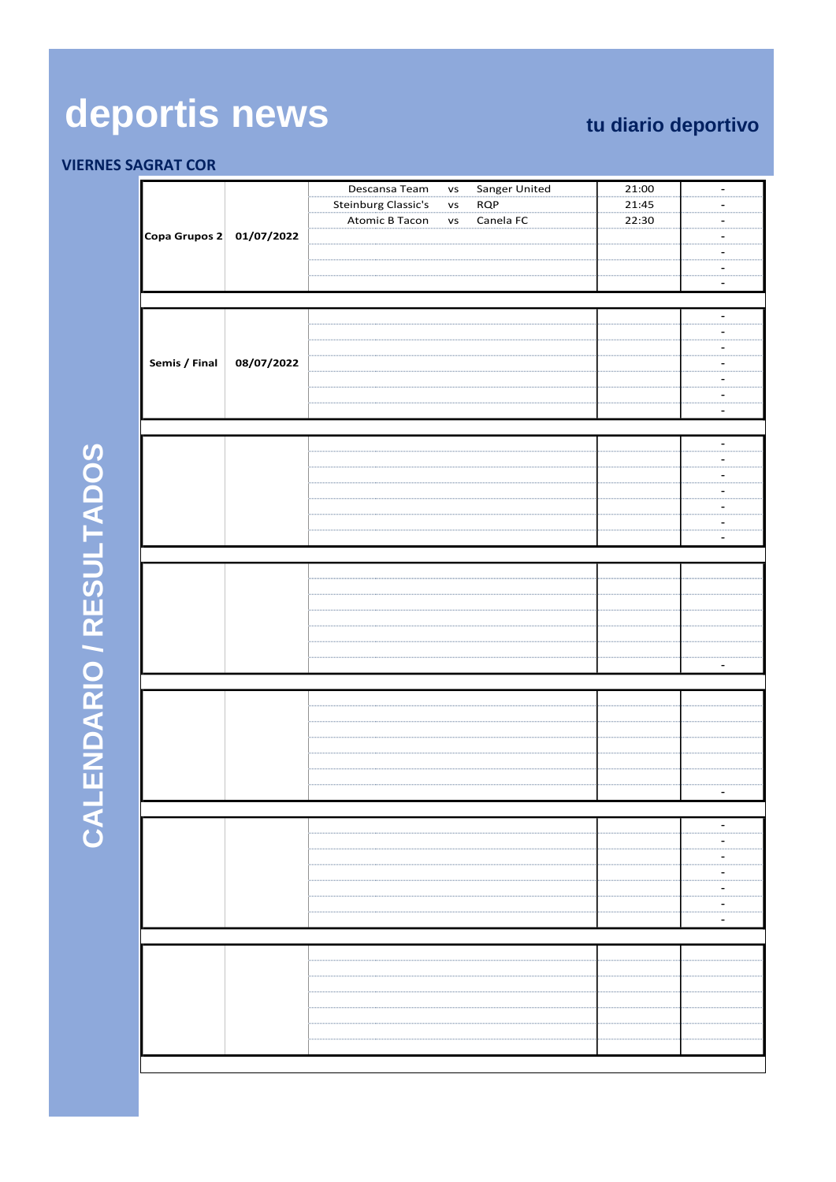# deportis news

**tu diario deportivo**

**VIERNES SAGRAT COR**

**CALENDARIO / RESULTADOS**

| Fase | Fecha | Local | | Visitante | Hora | Resultado |
|---|---|---|---|---|---|---|
| **Copa Grupos 2** | **01/07/2022** | Descansa Team | vs | Sanger United | 21:00 | - |
| | | Steinburg Classic's | vs | RQP | 21:45 | - |
| | | Atomic B Tacon | vs | Canela FC | 22:30 | - |
| | | | | | | - |
| | | | | | | - |
| | | | | | | - |
| | | | | | | - |
| **Semis / Final** | **08/07/2022** | | | | | - |
| | | | | | | - |
| | | | | | | - |
| | | | | | | - |
| | | | | | | - |
| | | | | | | - |
| | | | | | | - |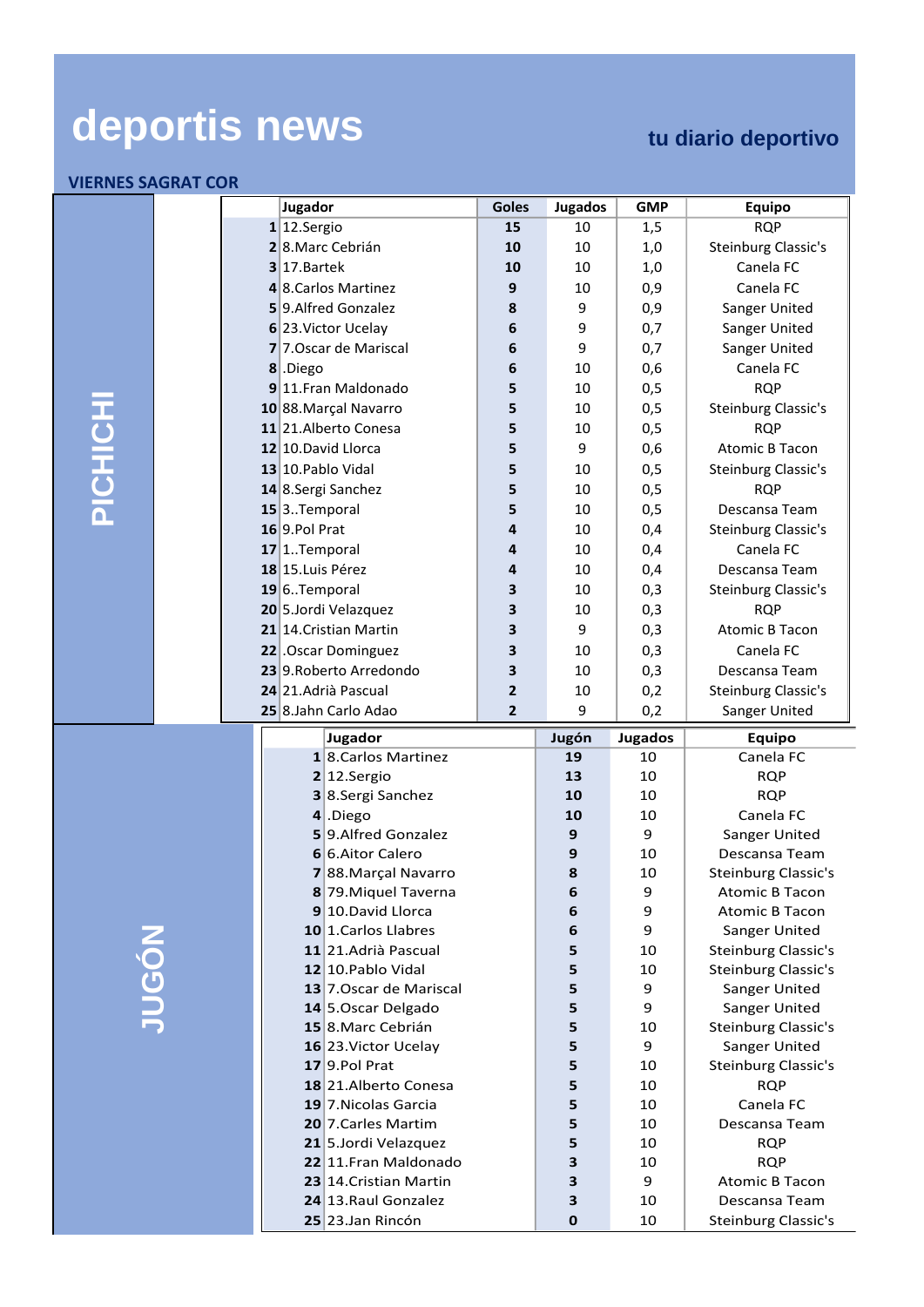# deportis news

**tu diario deportivo**

**VIERNES SAGRAT COR**

## PICHICHI

| | Jugador | Goles | Jugados | GMP | Equipo |
|---|---|---|---|---|---|
| **1** | 12.Sergio | **15** | 10 | 1,5 | RQP |
| **2** | 8.Marc Cebrián | **10** | 10 | 1,0 | Steinburg Classic's |
| **3** | 17.Bartek | **10** | 10 | 1,0 | Canela FC |
| **4** | 8.Carlos Martinez | **9** | 10 | 0,9 | Canela FC |
| **5** | 9.Alfred Gonzalez | **8** | 9 | 0,9 | Sanger United |
| **6** | 23.Victor Ucelay | **6** | 9 | 0,7 | Sanger United |
| **7** | 7.Oscar de Mariscal | **6** | 9 | 0,7 | Sanger United |
| **8** | .Diego | **6** | 10 | 0,6 | Canela FC |
| **9** | 11.Fran Maldonado | **5** | 10 | 0,5 | RQP |
| **10** | 88.Marçal Navarro | **5** | 10 | 0,5 | Steinburg Classic's |
| **11** | 21.Alberto Conesa | **5** | 10 | 0,5 | RQP |
| **12** | 10.David Llorca | **5** | 9 | 0,6 | Atomic B Tacon |
| **13** | 10.Pablo Vidal | **5** | 10 | 0,5 | Steinburg Classic's |
| **14** | 8.Sergi Sanchez | **5** | 10 | 0,5 | RQP |
| **15** | 3..Temporal | **5** | 10 | 0,5 | Descansa Team |
| **16** | 9.Pol Prat | **4** | 10 | 0,4 | Steinburg Classic's |
| **17** | 1..Temporal | **4** | 10 | 0,4 | Canela FC |
| **18** | 15.Luis Pérez | **4** | 10 | 0,4 | Descansa Team |
| **19** | 6..Temporal | **3** | 10 | 0,3 | Steinburg Classic's |
| **20** | 5.Jordi Velazquez | **3** | 10 | 0,3 | RQP |
| **21** | 14.Cristian Martin | **3** | 9 | 0,3 | Atomic B Tacon |
| **22** | .Oscar Dominguez | **3** | 10 | 0,3 | Canela FC |
| **23** | 9.Roberto Arredondo | **3** | 10 | 0,3 | Descansa Team |
| **24** | 21.Adrià Pascual | **2** | 10 | 0,2 | Steinburg Classic's |
| **25** | 8.Jahn Carlo Adao | **2** | 9 | 0,2 | Sanger United |

## JUGÓN

| | Jugador | Jugón | Jugados | Equipo |
|---|---|---|---|---|
| **1** | 8.Carlos Martinez | **19** | 10 | Canela FC |
| **2** | 12.Sergio | **13** | 10 | RQP |
| **3** | 8.Sergi Sanchez | **10** | 10 | RQP |
| **4** | .Diego | **10** | 10 | Canela FC |
| **5** | 9.Alfred Gonzalez | **9** | 9 | Sanger United |
| **6** | 6.Aitor Calero | **9** | 10 | Descansa Team |
| **7** | 88.Marçal Navarro | **8** | 10 | Steinburg Classic's |
| **8** | 79.Miquel Taverna | **6** | 9 | Atomic B Tacon |
| **9** | 10.David Llorca | **6** | 9 | Atomic B Tacon |
| **10** | 1.Carlos Llabres | **6** | 9 | Sanger United |
| **11** | 21.Adrià Pascual | **5** | 10 | Steinburg Classic's |
| **12** | 10.Pablo Vidal | **5** | 10 | Steinburg Classic's |
| **13** | 7.Oscar de Mariscal | **5** | 9 | Sanger United |
| **14** | 5.Oscar Delgado | **5** | 9 | Sanger United |
| **15** | 8.Marc Cebrián | **5** | 10 | Steinburg Classic's |
| **16** | 23.Victor Ucelay | **5** | 9 | Sanger United |
| **17** | 9.Pol Prat | **5** | 10 | Steinburg Classic's |
| **18** | 21.Alberto Conesa | **5** | 10 | RQP |
| **19** | 7.Nicolas Garcia | **5** | 10 | Canela FC |
| **20** | 7.Carles Martim | **5** | 10 | Descansa Team |
| **21** | 5.Jordi Velazquez | **5** | 10 | RQP |
| **22** | 11.Fran Maldonado | **3** | 10 | RQP |
| **23** | 14.Cristian Martin | **3** | 9 | Atomic B Tacon |
| **24** | 13.Raul Gonzalez | **3** | 10 | Descansa Team |
| **25** | 23.Jan Rincón | **0** | 10 | Steinburg Classic's |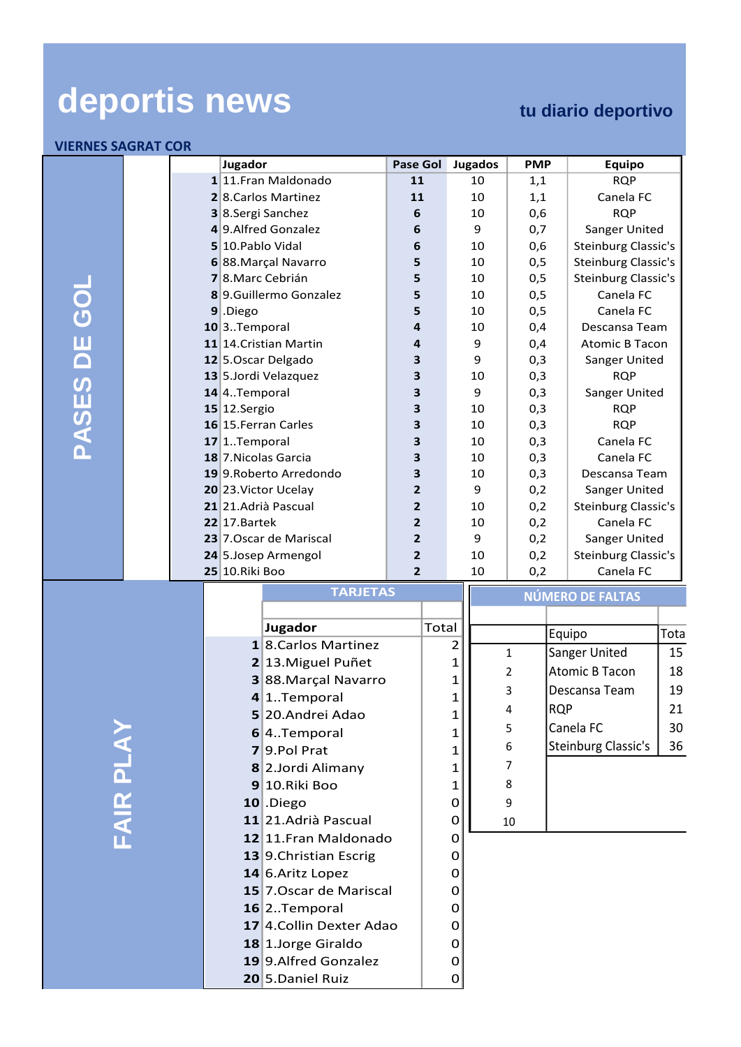# deportis news

**tu diario deportivo**

**VIERNES SAGRAT COR**

## PASES DE GOL

| | Jugador | Pase Gol | Jugados | PMP | Equipo |
|---|---|---|---|---|---|
| **1** | 11.Fran Maldonado | **11** | 10 | 1,1 | RQP |
| **2** | 8.Carlos Martinez | **11** | 10 | 1,1 | Canela FC |
| **3** | 8.Sergi Sanchez | **6** | 10 | 0,6 | RQP |
| **4** | 9.Alfred Gonzalez | **6** | 9 | 0,7 | Sanger United |
| **5** | 10.Pablo Vidal | **6** | 10 | 0,6 | Steinburg Classic's |
| **6** | 88.Marçal Navarro | **5** | 10 | 0,5 | Steinburg Classic's |
| **7** | 8.Marc Cebrián | **5** | 10 | 0,5 | Steinburg Classic's |
| **8** | 9.Guillermo Gonzalez | **5** | 10 | 0,5 | Canela FC |
| **9** | .Diego | **5** | 10 | 0,5 | Canela FC |
| **10** | 3..Temporal | **4** | 10 | 0,4 | Descansa Team |
| **11** | 14.Cristian Martin | **4** | 9 | 0,4 | Atomic B Tacon |
| **12** | 5.Oscar Delgado | **3** | 9 | 0,3 | Sanger United |
| **13** | 5.Jordi Velazquez | **3** | 10 | 0,3 | RQP |
| **14** | 4..Temporal | **3** | 9 | 0,3 | Sanger United |
| **15** | 12.Sergio | **3** | 10 | 0,3 | RQP |
| **16** | 15.Ferran Carles | **3** | 10 | 0,3 | RQP |
| **17** | 1..Temporal | **3** | 10 | 0,3 | Canela FC |
| **18** | 7.Nicolas Garcia | **3** | 10 | 0,3 | Canela FC |
| **19** | 9.Roberto Arredondo | **3** | 10 | 0,3 | Descansa Team |
| **20** | 23.Victor Ucelay | **2** | 9 | 0,2 | Sanger United |
| **21** | 21.Adrià Pascual | **2** | 10 | 0,2 | Steinburg Classic's |
| **22** | 17.Bartek | **2** | 10 | 0,2 | Canela FC |
| **23** | 7.Oscar de Mariscal | **2** | 9 | 0,2 | Sanger United |
| **24** | 5.Josep Armengol | **2** | 10 | 0,2 | Steinburg Classic's |
| **25** | 10.Riki Boo | **2** | 10 | 0,2 | Canela FC |

## FAIR PLAY

### TARJETAS

| | Jugador | Total |
|---|---|---|
| **1** | 8.Carlos Martinez | 2 |
| **2** | 13.Miguel Puñet | 1 |
| **3** | 88.Marçal Navarro | 1 |
| **4** | 1..Temporal | 1 |
| **5** | 20.Andrei Adao | 1 |
| **6** | 4..Temporal | 1 |
| **7** | 9.Pol Prat | 1 |
| **8** | 2.Jordi Alimany | 1 |
| **9** | 10.Riki Boo | 1 |
| **10** | .Diego | 0 |
| **11** | 21.Adrià Pascual | 0 |
| **12** | 11.Fran Maldonado | 0 |
| **13** | 9.Christian Escrig | 0 |
| **14** | 6.Aritz Lopez | 0 |
| **15** | 7.Oscar de Mariscal | 0 |
| **16** | 2..Temporal | 0 |
| **17** | 4.Collin Dexter Adao | 0 |
| **18** | 1.Jorge Giraldo | 0 |
| **19** | 9.Alfred Gonzalez | 0 |
| **20** | 5.Daniel Ruiz | 0 |

### NÚMERO DE FALTAS

| | Equipo | Tota |
|---|---|---|
| 1 | Sanger United | 15 |
| 2 | Atomic B Tacon | 18 |
| 3 | Descansa Team | 19 |
| 4 | RQP | 21 |
| 5 | Canela FC | 30 |
| 6 | Steinburg Classic's | 36 |
| 7 | | |
| 8 | | |
| 9 | | |
| 10 | | |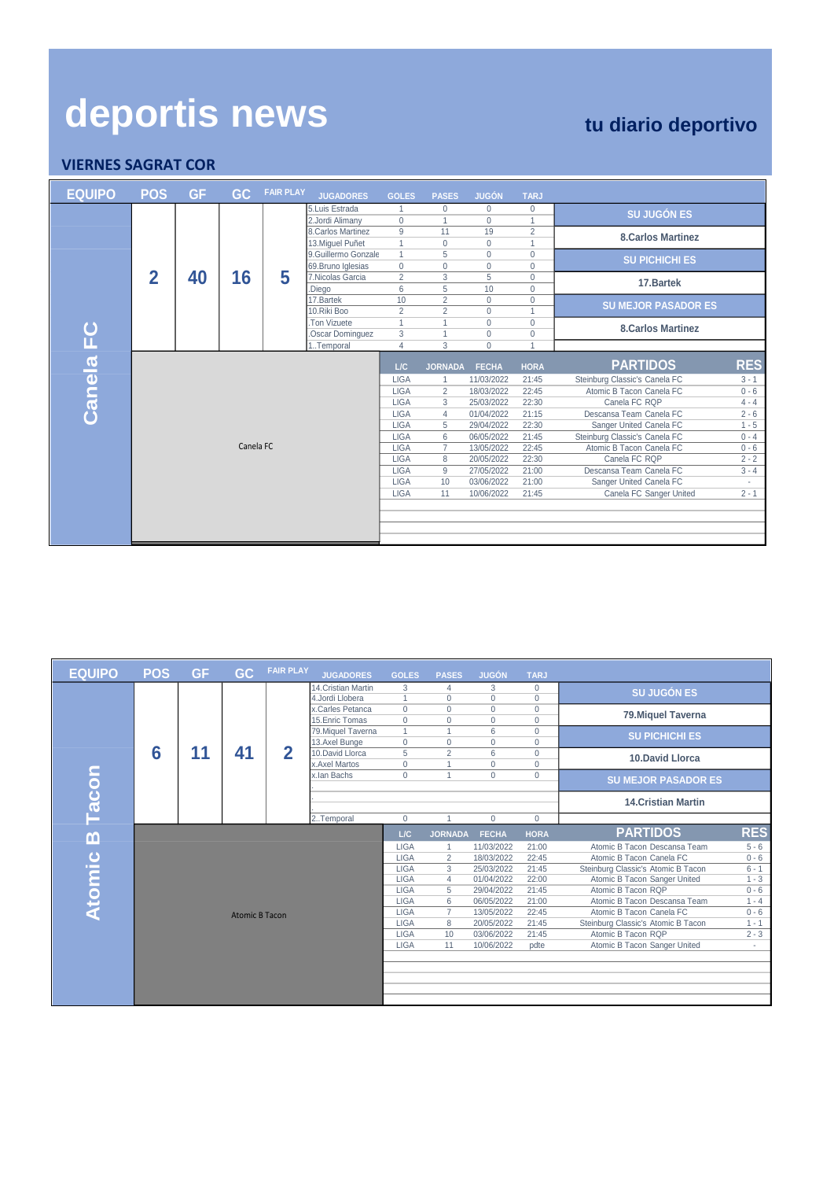# deportis news

## tu diario deportivo

### VIERNES SAGRAT COR

## Canela FC

| EQUIPO | POS | GF | GC | FAIR PLAY |
|---|---|---|---|---|
| Canela FC | 2 | 40 | 16 | 5 |

| JUGADORES | GOLES | PASES | JUGÓN | TARJ |
|---|---|---|---|---|
| 5.Luis Estrada | 1 | 0 | 0 | 0 |
| 2.Jordi Alimany | 0 | 1 | 0 | 1 |
| 8.Carlos Martinez | 9 | 11 | 19 | 2 |
| 13.Miguel Puñet | 1 | 0 | 0 | 1 |
| 9.Guillermo Gonzale | 1 | 5 | 0 | 0 |
| 69.Bruno Iglesias | 0 | 0 | 0 | 0 |
| 7.Nicolas Garcia | 2 | 3 | 5 | 0 |
| .Diego | 6 | 5 | 10 | 0 |
| 17.Bartek | 10 | 2 | 0 | 0 |
| 10.Riki Boo | 2 | 2 | 0 | 1 |
| .Ton Vizuete | 1 | 1 | 0 | 0 |
| .Oscar Dominguez | 3 | 1 | 0 | 0 |
| 1..Temporal | 4 | 3 | 0 | 1 |

**SU JUGÓN ES:** 8.Carlos Martinez

**SU PICHICHI ES:** 17.Bartek

**SU MEJOR PASADOR ES:** 8.Carlos Martinez

| L/C | JORNADA | FECHA | HORA | PARTIDOS | RES |
|---|---|---|---|---|---|
| LIGA | 1 | 11/03/2022 | 21:45 | Steinburg Classic's Canela FC | 3 - 1 |
| LIGA | 2 | 18/03/2022 | 22:45 | Atomic B Tacon Canela FC | 0 - 6 |
| LIGA | 3 | 25/03/2022 | 22:30 | Canela FC RQP | 4 - 4 |
| LIGA | 4 | 01/04/2022 | 21:15 | Descansa Team Canela FC | 2 - 6 |
| LIGA | 5 | 29/04/2022 | 22:30 | Sanger United Canela FC | 1 - 5 |
| LIGA | 6 | 06/05/2022 | 21:45 | Steinburg Classic's Canela FC | 0 - 4 |
| LIGA | 7 | 13/05/2022 | 22:45 | Atomic B Tacon Canela FC | 0 - 6 |
| LIGA | 8 | 20/05/2022 | 22:30 | Canela FC RQP | 2 - 2 |
| LIGA | 9 | 27/05/2022 | 21:00 | Descansa Team Canela FC | 3 - 4 |
| LIGA | 10 | 03/06/2022 | 21:00 | Sanger United Canela FC | - |
| LIGA | 11 | 10/06/2022 | 21:45 | Canela FC Sanger United | 2 - 1 |

## Atomic B Tacon

| EQUIPO | POS | GF | GC | FAIR PLAY |
|---|---|---|---|---|
| Atomic B Tacon | 6 | 11 | 41 | 2 |

| JUGADORES | GOLES | PASES | JUGÓN | TARJ |
|---|---|---|---|---|
| 14.Cristian Martin | 3 | 4 | 3 | 0 |
| 4.Jordi Llobera | 1 | 0 | 0 | 0 |
| x.Carles Petanca | 0 | 0 | 0 | 0 |
| 15.Enric Tomas | 0 | 0 | 0 | 0 |
| 79.Miquel Taverna | 1 | 1 | 6 | 0 |
| 13.Axel Bunge | 0 | 0 | 0 | 0 |
| 10.David Llorca | 5 | 2 | 6 | 0 |
| x.Axel Martos | 0 | 1 | 0 | 0 |
| x.Ian Bachs | 0 | 1 | 0 | 0 |
| . | | | | |
| . | | | | |
| 2..Temporal | 0 | 1 | 0 | 0 |

**SU JUGÓN ES:** 79.Miquel Taverna

**SU PICHICHI ES:** 10.David Llorca

**SU MEJOR PASADOR ES:** 14.Cristian Martin

| L/C | JORNADA | FECHA | HORA | PARTIDOS | RES |
|---|---|---|---|---|---|
| LIGA | 1 | 11/03/2022 | 21:00 | Atomic B Tacon Descansa Team | 5 - 6 |
| LIGA | 2 | 18/03/2022 | 22:45 | Atomic B Tacon Canela FC | 0 - 6 |
| LIGA | 3 | 25/03/2022 | 21:45 | Steinburg Classic's Atomic B Tacon | 6 - 1 |
| LIGA | 4 | 01/04/2022 | 22:00 | Atomic B Tacon Sanger United | 1 - 3 |
| LIGA | 5 | 29/04/2022 | 21:45 | Atomic B Tacon RQP | 0 - 6 |
| LIGA | 6 | 06/05/2022 | 21:00 | Atomic B Tacon Descansa Team | 1 - 4 |
| LIGA | 7 | 13/05/2022 | 22:45 | Atomic B Tacon Canela FC | 0 - 6 |
| LIGA | 8 | 20/05/2022 | 21:45 | Steinburg Classic's Atomic B Tacon | 1 - 1 |
| LIGA | 10 | 03/06/2022 | 21:45 | Atomic B Tacon RQP | 2 - 3 |
| LIGA | 11 | 10/06/2022 | pdte | Atomic B Tacon Sanger United | - |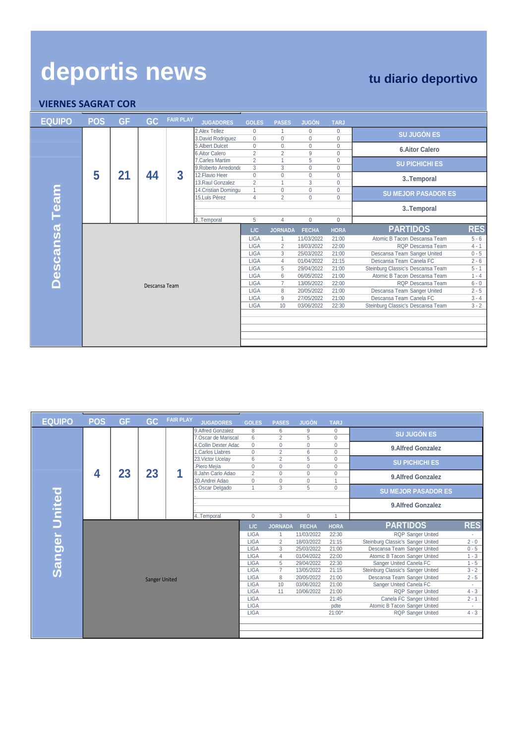# deportis news

## tu diario deportivo

### VIERNES SAGRAT COR

| EQUIPO | POS | GF | GC | FAIR PLAY | JUGADORES | GOLES | PASES | JUGÓN | TARJ |
|---|---|---|---|---|---|---|---|---|---|
| Descansa Team | 5 | 21 | 44 | 3 | 2.Alex Tellez | 0 | 1 | 0 | 0 |
| | | | | | 3.David Rodriguez | 0 | 0 | 0 | 0 |
| | | | | | 5.Albert Dulcet | 0 | 0 | 0 | 0 |
| | | | | | 6.Aitor Calero | 2 | 2 | 9 | 0 |
| | | | | | 7.Carles Martim | 2 | 1 | 5 | 0 |
| | | | | | 9.Roberto Arredondo | 3 | 3 | 0 | 0 |
| | | | | | 12.Flavio Heer | 0 | 0 | 0 | 0 |
| | | | | | 13.Raul Gonzalez | 2 | 1 | 3 | 0 |
| | | | | | 14.Cristian Domingu | 1 | 0 | 0 | 0 |
| | | | | | 15.Luis Pérez | 4 | 2 | 0 | 0 |
| | | | | | . | | | | |
| | | | | | . | | | | |
| | | | | | 3..Temporal | 5 | 4 | 0 | 0 |

| SU JUGÓN ES | SU PICHICHI ES | SU MEJOR PASADOR ES |
|---|---|---|
| 6.Aitor Calero | 3..Temporal | 3..Temporal |

Descansa Team

| L/C | JORNADA | FECHA | HORA | PARTIDOS | RES |
|---|---|---|---|---|---|
| LIGA | 1 | 11/03/2022 | 21:00 | Atomic B Tacon Descansa Team | 5 - 6 |
| LIGA | 2 | 18/03/2022 | 22:00 | RQP Descansa Team | 4 - 1 |
| LIGA | 3 | 25/03/2022 | 21:00 | Descansa Team Sanger United | 0 - 5 |
| LIGA | 4 | 01/04/2022 | 21:15 | Descansa Team Canela FC | 2 - 6 |
| LIGA | 5 | 29/04/2022 | 21:00 | Steinburg Classic's Descansa Team | 5 - 1 |
| LIGA | 6 | 06/05/2022 | 21:00 | Atomic B Tacon Descansa Team | 1 - 4 |
| LIGA | 7 | 13/05/2022 | 22:00 | RQP Descansa Team | 6 - 0 |
| LIGA | 8 | 20/05/2022 | 21:00 | Descansa Team Sanger United | 2 - 5 |
| LIGA | 9 | 27/05/2022 | 21:00 | Descansa Team Canela FC | 3 - 4 |
| LIGA | 10 | 03/06/2022 | 22:30 | Steinburg Classic's Descansa Team | 3 - 2 |

| EQUIPO | POS | GF | GC | FAIR PLAY | JUGADORES | GOLES | PASES | JUGÓN | TARJ |
|---|---|---|---|---|---|---|---|---|---|
| Sanger United | 4 | 23 | 23 | 1 | 9.Alfred Gonzalez | 8 | 6 | 9 | 0 |
| | | | | | 7.Oscar de Mariscal | 6 | 2 | 5 | 0 |
| | | | | | 4.Collin Dexter Adac | 0 | 0 | 0 | 0 |
| | | | | | 1.Carlos Llabres | 0 | 2 | 6 | 0 |
| | | | | | 23.Victor Ucelay | 6 | 2 | 5 | 0 |
| | | | | | .Piero Mejía | 0 | 0 | 0 | 0 |
| | | | | | 8.Jahn Carlo Adao | 2 | 0 | 0 | 0 |
| | | | | | 20.Andrei Adao | 0 | 0 | 0 | 1 |
| | | | | | 5.Oscar Delgado | 1 | 3 | 5 | 0 |
| | | | | | . | | | | |
| | | | | | . | | | | |
| | | | | | 4..Temporal | 0 | 3 | 0 | 1 |

| SU JUGÓN ES | SU PICHICHI ES | SU MEJOR PASADOR ES |
|---|---|---|
| 9.Alfred Gonzalez | 9.Alfred Gonzalez | 9.Alfred Gonzalez |

Sanger United

| L/C | JORNADA | FECHA | HORA | PARTIDOS | RES |
|---|---|---|---|---|---|
| LIGA | 1 | 11/03/2022 | 22:30 | RQP Sanger United | - |
| LIGA | 2 | 18/03/2022 | 21:15 | Steinburg Classic's Sanger United | 2 - 0 |
| LIGA | 3 | 25/03/2022 | 21:00 | Descansa Team Sanger United | 0 - 5 |
| LIGA | 4 | 01/04/2022 | 22:00 | Atomic B Tacon Sanger United | 1 - 3 |
| LIGA | 5 | 29/04/2022 | 22:30 | Sanger United Canela FC | 1 - 5 |
| LIGA | 7 | 13/05/2022 | 21:15 | Steinburg Classic's Sanger United | 3 - 2 |
| LIGA | 8 | 20/05/2022 | 21:00 | Descansa Team Sanger United | 2 - 5 |
| LIGA | 10 | 03/06/2022 | 21:00 | Sanger United Canela FC | - |
| LIGA | 11 | 10/06/2022 | 21:00 | RQP Sanger United | 4 - 3 |
| LIGA | | | 21:45 | Canela FC Sanger United | 2 - 1 |
| LIGA | | | pdte | Atomic B Tacon Sanger United | - |
| LIGA | | | 21:00* | RQP Sanger United | 4 - 3 |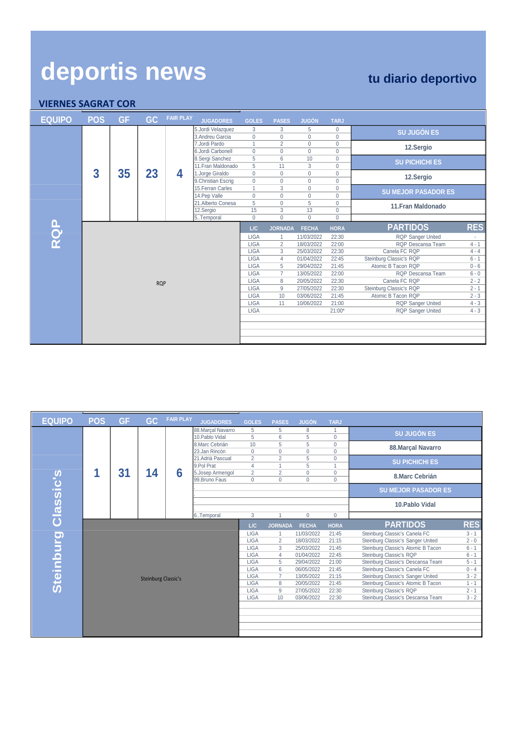# deportis news

**tu diario deportivo**

## VIERNES SAGRAT COR

### RQP

| EQUIPO | POS | GF | GC | FAIR PLAY |
|---|---|---|---|---|
| RQP | 3 | 35 | 23 | 4 |

| JUGADORES | GOLES | PASES | JUGÓN | TARJ |
|---|---|---|---|---|
| 5.Jordi Velazquez | 3 | 3 | 5 | 0 |
| 3.Andreu Garcia | 0 | 0 | 0 | 0 |
| 7.Jordi Pardo | 1 | 2 | 0 | 0 |
| 6.Jordi Carbonell | 0 | 0 | 0 | 0 |
| 8.Sergi Sanchez | 5 | 6 | 10 | 0 |
| 11.Fran Maldonado | 5 | 11 | 3 | 0 |
| 1.Jorge Giraldo | 0 | 0 | 0 | 0 |
| 9.Christian Escrig | 0 | 0 | 0 | 0 |
| 15.Ferran Carles | 1 | 3 | 0 | 0 |
| 14.Pep Valle | 0 | 0 | 0 | 0 |
| 21.Alberto Conesa | 5 | 0 | 5 | 0 |
| 12.Sergio | 15 | 3 | 13 | 0 |
| 5..Temporal | 0 | 0 | 0 | 0 |

**SU JUGÓN ES:** 12.Sergio

**SU PICHICHI ES:** 12.Sergio

**SU MEJOR PASADOR ES:** 11.Fran Maldonado

| L/C | JORNADA | FECHA | HORA | PARTIDOS | RES |
|---|---|---|---|---|---|
| LIGA | 1 | 11/03/2022 | 22:30 | RQP Sanger United | - |
| LIGA | 2 | 18/03/2022 | 22:00 | RQP Descansa Team | 4 - 1 |
| LIGA | 3 | 25/03/2022 | 22:30 | Canela FC RQP | 4 - 4 |
| LIGA | 4 | 01/04/2022 | 22:45 | Steinburg Classic's RQP | 6 - 1 |
| LIGA | 5 | 29/04/2022 | 21:45 | Atomic B Tacon RQP | 0 - 6 |
| LIGA | 7 | 13/05/2022 | 22:00 | RQP Descansa Team | 6 - 0 |
| LIGA | 8 | 20/05/2022 | 22:30 | Canela FC RQP | 2 - 2 |
| LIGA | 9 | 27/05/2022 | 22:30 | Steinburg Classic's RQP | 2 - 1 |
| LIGA | 10 | 03/06/2022 | 21:45 | Atomic B Tacon RQP | 2 - 3 |
| LIGA | 11 | 10/06/2022 | 21:00 | RQP Sanger United | 4 - 3 |
| LIGA | | | 21:00* | RQP Sanger United | 4 - 3 |

### Steinburg Classic's

| EQUIPO | POS | GF | GC | FAIR PLAY |
|---|---|---|---|---|
| Steinburg Classic's | 1 | 31 | 14 | 6 |

| JUGADORES | GOLES | PASES | JUGÓN | TARJ |
|---|---|---|---|---|
| 88.Marçal Navarro | 5 | 5 | 8 | 1 |
| 10.Pablo Vidal | 5 | 6 | 5 | 0 |
| 8.Marc Cebrián | 10 | 5 | 5 | 0 |
| 23.Jan Rincón | 0 | 0 | 0 | 0 |
| 21.Adrià Pascual | 2 | 2 | 5 | 0 |
| 9.Pol Prat | 4 | 1 | 5 | 1 |
| 5.Josep Armengol | 2 | 2 | 0 | 0 |
| 99.Bruno Faus | 0 | 0 | 0 | 0 |
| . | | | | |
| . | | | | |
| . | | | | |
| 6..Temporal | 3 | 1 | 0 | 0 |

**SU JUGÓN ES:** 88.Marçal Navarro

**SU PICHICHI ES:** 8.Marc Cebrián

**SU MEJOR PASADOR ES:** 10.Pablo Vidal

| L/C | JORNADA | FECHA | HORA | PARTIDOS | RES |
|---|---|---|---|---|---|
| LIGA | 1 | 11/03/2022 | 21:45 | Steinburg Classic's Canela FC | 3 - 1 |
| LIGA | 2 | 18/03/2022 | 21:15 | Steinburg Classic's Sanger United | 2 - 0 |
| LIGA | 3 | 25/03/2022 | 21:45 | Steinburg Classic's Atomic B Tacon | 6 - 1 |
| LIGA | 4 | 01/04/2022 | 22:45 | Steinburg Classic's RQP | 6 - 1 |
| LIGA | 5 | 29/04/2022 | 21:00 | Steinburg Classic's Descansa Team | 5 - 1 |
| LIGA | 6 | 06/05/2022 | 21:45 | Steinburg Classic's Canela FC | 0 - 4 |
| LIGA | 7 | 13/05/2022 | 21:15 | Steinburg Classic's Sanger United | 3 - 2 |
| LIGA | 8 | 20/05/2022 | 21:45 | Steinburg Classic's Atomic B Tacon | 1 - 1 |
| LIGA | 9 | 27/05/2022 | 22:30 | Steinburg Classic's RQP | 2 - 1 |
| LIGA | 10 | 03/06/2022 | 22:30 | Steinburg Classic's Descansa Team | 3 - 2 |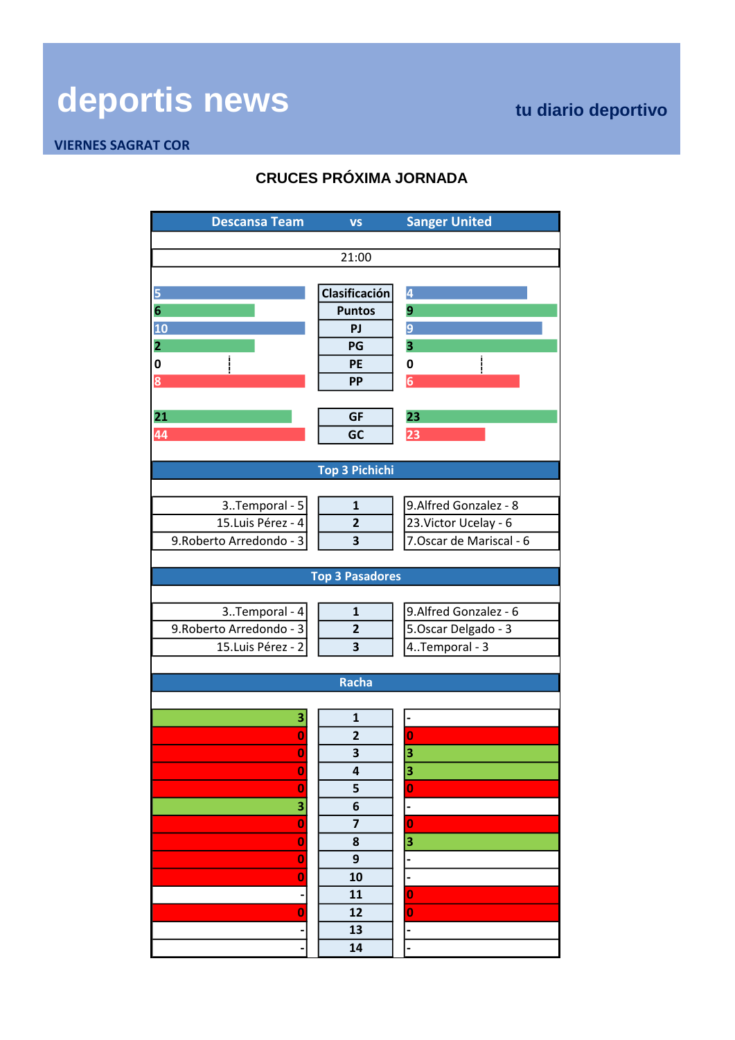# deportis news

**tu diario deportivo**

**VIERNES SAGRAT COR**

## CRUCES PRÓXIMA JORNADA

| Descansa Team | vs | Sanger United |
|---|---|---|
| | 21:00 | |
| 5 | Clasificación | 4 |
| 6 | Puntos | 9 |
| 10 | PJ | 9 |
| 2 | PG | 3 |
| 0 | PE | 0 |
| 8 | PP | 6 |
| 21 | GF | 23 |
| 44 | GC | 23 |

### Top 3 Pichichi

| Descansa Team | | Sanger United |
|---|---|---|
| 3..Temporal - 5 | 1 | 9.Alfred Gonzalez - 8 |
| 15.Luis Pérez - 4 | 2 | 23.Victor Ucelay - 6 |
| 9.Roberto Arredondo - 3 | 3 | 7.Oscar de Mariscal - 6 |

### Top 3 Pasadores

| Descansa Team | | Sanger United |
|---|---|---|
| 3..Temporal - 4 | 1 | 9.Alfred Gonzalez - 6 |
| 9.Roberto Arredondo - 3 | 2 | 5.Oscar Delgado - 3 |
| 15.Luis Pérez - 2 | 3 | 4..Temporal - 3 |

### Racha

| Descansa Team | | Sanger United |
|---|---|---|
| 3 | 1 | - |
| 0 | 2 | 0 |
| 0 | 3 | 3 |
| 0 | 4 | 3 |
| 0 | 5 | 0 |
| 3 | 6 | - |
| 0 | 7 | 0 |
| 0 | 8 | 3 |
| 0 | 9 | - |
| 0 | 10 | - |
| - | 11 | 0 |
| 0 | 12 | 0 |
| - | 13 | - |
| - | 14 | - |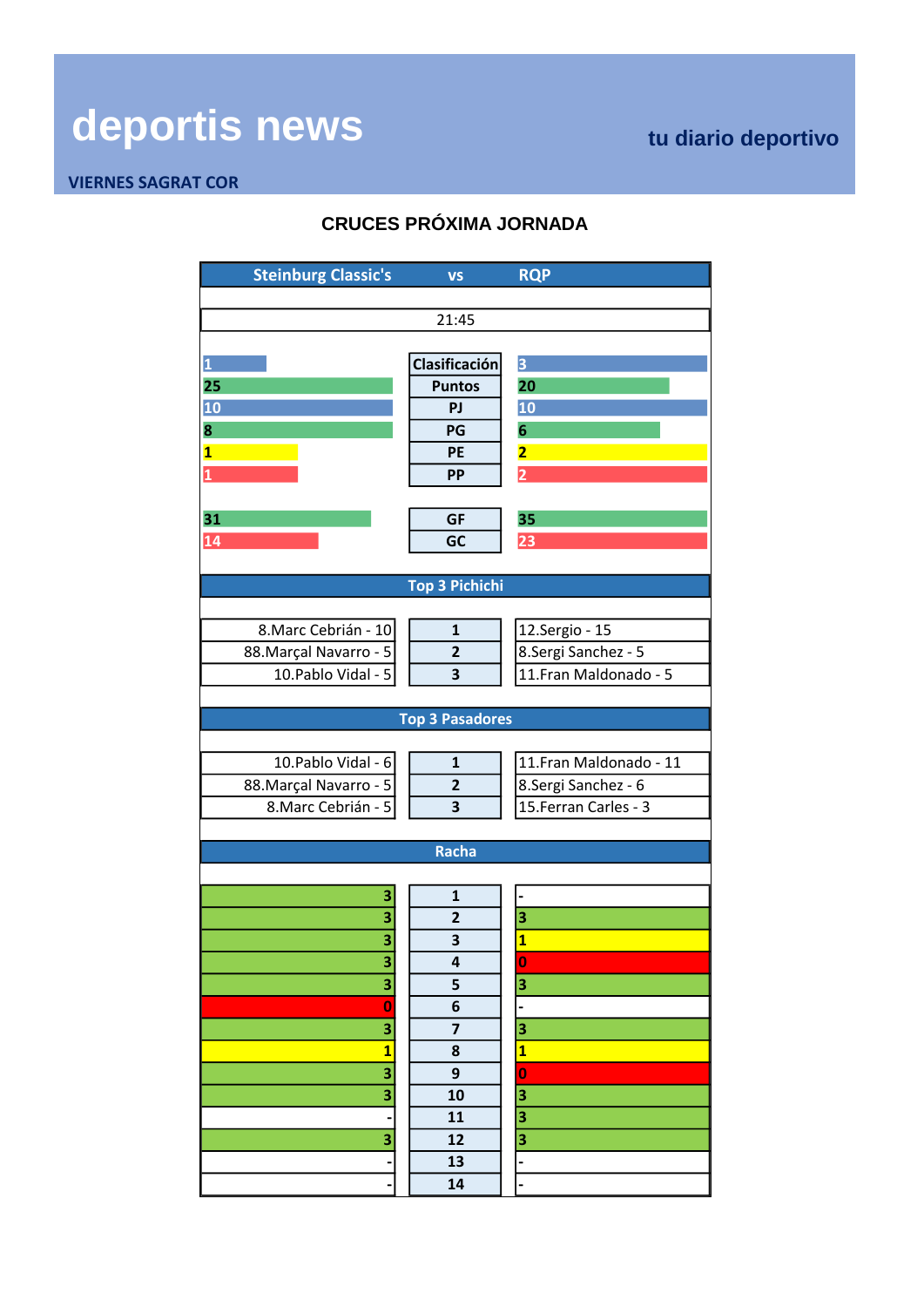# deportis news

tu diario deportivo

**VIERNES SAGRAT COR**

## CRUCES PRÓXIMA JORNADA

| Steinburg Classic's | vs | RQP |
|---|---|---|
| | 21:45 | |
| 1 | Clasificación | 3 |
| 25 | Puntos | 20 |
| 10 | PJ | 10 |
| 8 | PG | 6 |
| 1 | PE | 2 |
| 1 | PP | 2 |
| 31 | GF | 35 |
| 14 | GC | 23 |

### Top 3 Pichichi

| Steinburg Classic's | | RQP |
|---|---|---|
| 8.Marc Cebrián - 10 | 1 | 12.Sergio - 15 |
| 88.Marçal Navarro - 5 | 2 | 8.Sergi Sanchez - 5 |
| 10.Pablo Vidal - 5 | 3 | 11.Fran Maldonado - 5 |

### Top 3 Pasadores

| Steinburg Classic's | | RQP |
|---|---|---|
| 10.Pablo Vidal - 6 | 1 | 11.Fran Maldonado - 11 |
| 88.Marçal Navarro - 5 | 2 | 8.Sergi Sanchez - 6 |
| 8.Marc Cebrián - 5 | 3 | 15.Ferran Carles - 3 |

### Racha

| Steinburg Classic's | | RQP |
|---|---|---|
| 3 | 1 | - |
| 3 | 2 | 3 |
| 3 | 3 | 1 |
| 3 | 4 | 0 |
| 3 | 5 | 3 |
| 0 | 6 | - |
| 3 | 7 | 3 |
| 1 | 8 | 1 |
| 3 | 9 | 0 |
| 3 | 10 | 3 |
| - | 11 | 3 |
| 3 | 12 | 3 |
| - | 13 | - |
| - | 14 | - |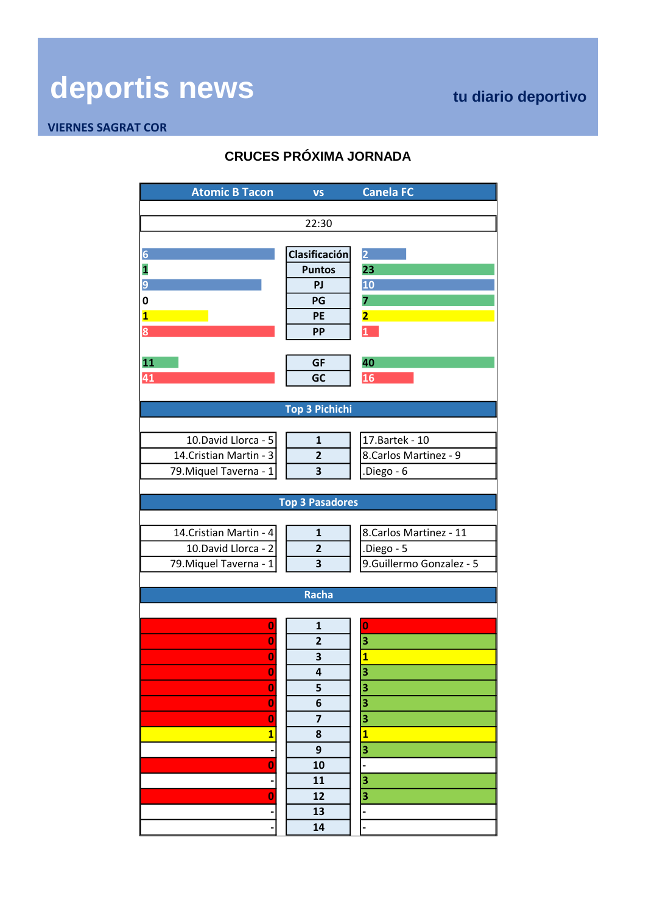# deportis news

tu diario deportivo

**VIERNES SAGRAT COR**

## CRUCES PRÓXIMA JORNADA

| Atomic B Tacon | vs | Canela FC |
|---|---|---|
| | 22:30 | |
| 6 | **Clasificación** | 2 |
| 1 | **Puntos** | 23 |
| 9 | **PJ** | 10 |
| 0 | **PG** | 7 |
| 1 | **PE** | 2 |
| 8 | **PP** | 1 |
| 11 | **GF** | 40 |
| 41 | **GC** | 16 |

### Top 3 Pichichi

| | | |
|---|---|---|
| 10.David Llorca - 5 | **1** | 17.Bartek - 10 |
| 14.Cristian Martin - 3 | **2** | 8.Carlos Martinez - 9 |
| 79.Miquel Taverna - 1 | **3** | .Diego - 6 |

### Top 3 Pasadores

| | | |
|---|---|---|
| 14.Cristian Martin - 4 | **1** | 8.Carlos Martinez - 11 |
| 10.David Llorca - 2 | **2** | .Diego - 5 |
| 79.Miquel Taverna - 1 | **3** | 9.Guillermo Gonzalez - 5 |

### Racha

| | | |
|---|---|---|
| 0 | **1** | 0 |
| 0 | **2** | 3 |
| 0 | **3** | 1 |
| 0 | **4** | 3 |
| 0 | **5** | 3 |
| 0 | **6** | 3 |
| 0 | **7** | 3 |
| 1 | **8** | 1 |
| - | **9** | 3 |
| 0 | **10** | - |
| - | **11** | 3 |
| 0 | **12** | 3 |
| - | **13** | - |
| - | **14** | - |